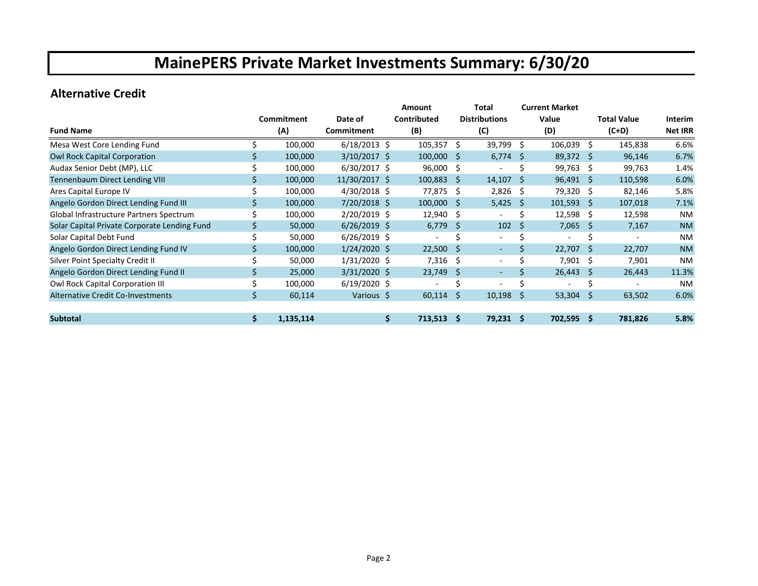# MainePERS Private Market Investments Summary: 6/30/20

## Alternative Credit

| Fund Name | Commitment (A) | Date of Commitment | Amount Contributed (B) | Total Distributions (C) | Current Market Value (D) | Total Value (C+D) | Interim Net IRR |
|---|---|---|---|---|---|---|---|
| Mesa West Core Lending Fund | $ 100,000 | 6/18/2013 | $ 105,357 | $ 39,799 | $ 106,039 | $ 145,838 | 6.6% |
| Owl Rock Capital Corporation | $ 100,000 | 3/10/2017 | $ 100,000 | $ 6,774 | $ 89,372 | $ 96,146 | 6.7% |
| Audax Senior Debt (MP), LLC | $ 100,000 | 6/30/2017 | $ 96,000 | $ - | $ 99,763 | $ 99,763 | 1.4% |
| Tennenbaum Direct Lending VIII | $ 100,000 | 11/30/2017 | $ 100,883 | $ 14,107 | $ 96,491 | $ 110,598 | 6.0% |
| Ares Capital Europe IV | $ 100,000 | 4/30/2018 | $ 77,875 | $ 2,826 | $ 79,320 | $ 82,146 | 5.8% |
| Angelo Gordon Direct Lending Fund III | $ 100,000 | 7/20/2018 | $ 100,000 | $ 5,425 | $ 101,593 | $ 107,018 | 7.1% |
| Global Infrastructure Partners Spectrum | $ 100,000 | 2/20/2019 | $ 12,940 | $ - | $ 12,598 | $ 12,598 | NM |
| Solar Capital Private Corporate Lending Fund | $ 50,000 | 6/26/2019 | $ 6,779 | $ 102 | $ 7,065 | $ 7,167 | NM |
| Solar Capital Debt Fund | $ 50,000 | 6/26/2019 | $ - | $ - | $ - | $ - | NM |
| Angelo Gordon Direct Lending Fund IV | $ 100,000 | 1/24/2020 | $ 22,500 | $ - | $ 22,707 | $ 22,707 | NM |
| Silver Point Specialty Credit II | $ 50,000 | 1/31/2020 | $ 7,316 | $ - | $ 7,901 | $ 7,901 | NM |
| Angelo Gordon Direct Lending Fund II | $ 25,000 | 3/31/2020 | $ 23,749 | $ - | $ 26,443 | $ 26,443 | 11.3% |
| Owl Rock Capital Corporation III | $ 100,000 | 6/19/2020 | $ - | $ - | $ - | $ - | NM |
| Alternative Credit Co-Investments | $ 60,114 | Various | $ 60,114 | $ 10,198 | $ 53,304 | $ 63,502 | 6.0% |
| **Subtotal** | **$ 1,135,114** | | **$ 713,513** | **$ 79,231** | **$ 702,595** | **$ 781,826** | **5.8%** |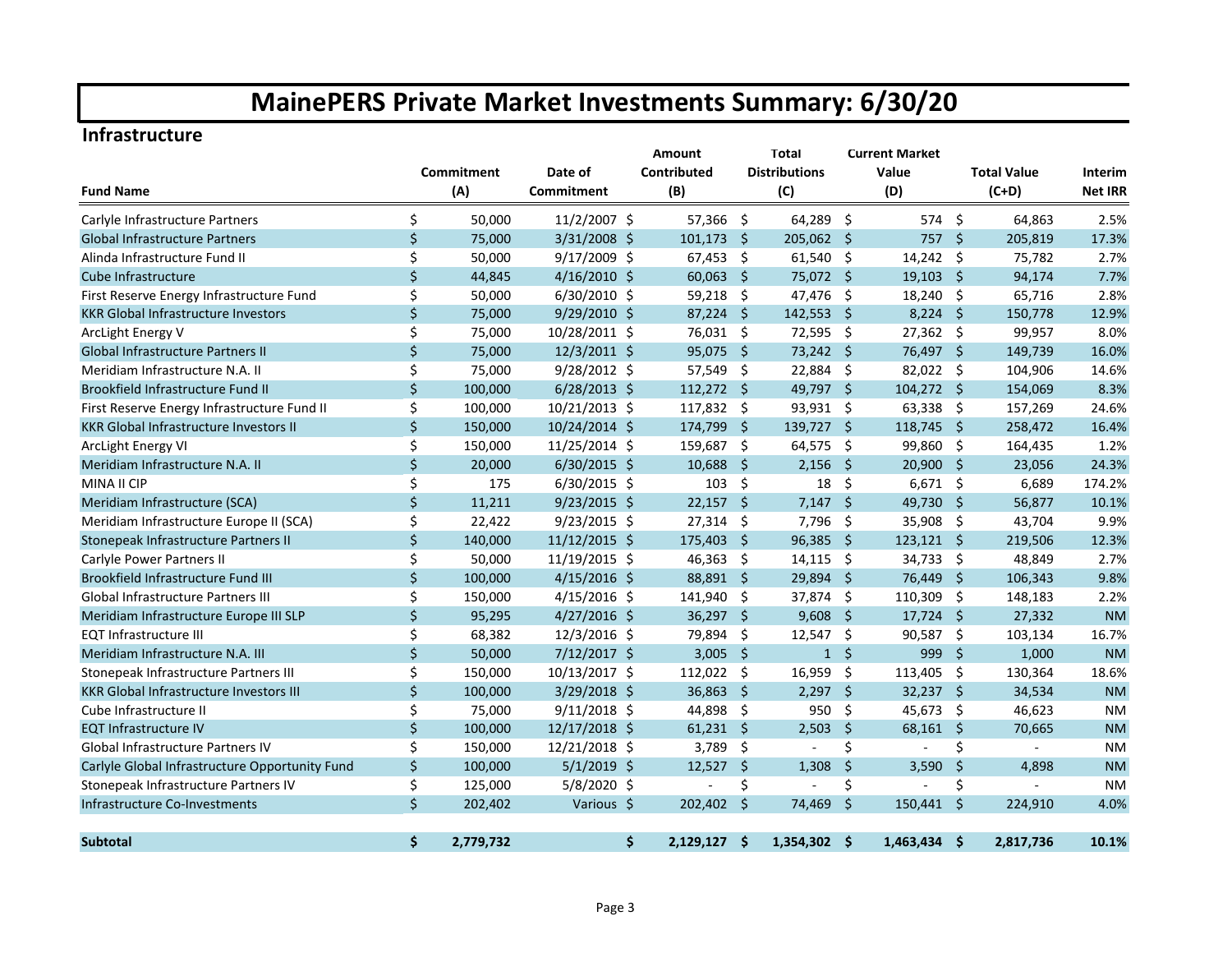# MainePERS Private Market Investments Summary: 6/30/20

## Infrastructure

| Fund Name | Commitment (A) | Date of Commitment | Amount Contributed (B) | Total Distributions (C) | Current Market Value (D) | Total Value (C+D) | Interim Net IRR |
|---|---|---|---|---|---|---|---|
| Carlyle Infrastructure Partners | $ 50,000 | 11/2/2007 | $ 57,366 | $ 64,289 | $ 574 | $ 64,863 | 2.5% |
| Global Infrastructure Partners | $ 75,000 | 3/31/2008 | $ 101,173 | $ 205,062 | $ 757 | $ 205,819 | 17.3% |
| Alinda Infrastructure Fund II | $ 50,000 | 9/17/2009 | $ 67,453 | $ 61,540 | $ 14,242 | $ 75,782 | 2.7% |
| Cube Infrastructure | $ 44,845 | 4/16/2010 | $ 60,063 | $ 75,072 | $ 19,103 | $ 94,174 | 7.7% |
| First Reserve Energy Infrastructure Fund | $ 50,000 | 6/30/2010 | $ 59,218 | $ 47,476 | $ 18,240 | $ 65,716 | 2.8% |
| KKR Global Infrastructure Investors | $ 75,000 | 9/29/2010 | $ 87,224 | $ 142,553 | $ 8,224 | $ 150,778 | 12.9% |
| ArcLight Energy V | $ 75,000 | 10/28/2011 | $ 76,031 | $ 72,595 | $ 27,362 | $ 99,957 | 8.0% |
| Global Infrastructure Partners II | $ 75,000 | 12/3/2011 | $ 95,075 | $ 73,242 | $ 76,497 | $ 149,739 | 16.0% |
| Meridiam Infrastructure N.A. II | $ 75,000 | 9/28/2012 | $ 57,549 | $ 22,884 | $ 82,022 | $ 104,906 | 14.6% |
| Brookfield Infrastructure Fund II | $ 100,000 | 6/28/2013 | $ 112,272 | $ 49,797 | $ 104,272 | $ 154,069 | 8.3% |
| First Reserve Energy Infrastructure Fund II | $ 100,000 | 10/21/2013 | $ 117,832 | $ 93,931 | $ 63,338 | $ 157,269 | 24.6% |
| KKR Global Infrastructure Investors II | $ 150,000 | 10/24/2014 | $ 174,799 | $ 139,727 | $ 118,745 | $ 258,472 | 16.4% |
| ArcLight Energy VI | $ 150,000 | 11/25/2014 | $ 159,687 | $ 64,575 | $ 99,860 | $ 164,435 | 1.2% |
| Meridiam Infrastructure N.A. II | $ 20,000 | 6/30/2015 | $ 10,688 | $ 2,156 | $ 20,900 | $ 23,056 | 24.3% |
| MINA II CIP | $ 175 | 6/30/2015 | $ 103 | $ 18 | $ 6,671 | $ 6,689 | 174.2% |
| Meridiam Infrastructure (SCA) | $ 11,211 | 9/23/2015 | $ 22,157 | $ 7,147 | $ 49,730 | $ 56,877 | 10.1% |
| Meridiam Infrastructure Europe II (SCA) | $ 22,422 | 9/23/2015 | $ 27,314 | $ 7,796 | $ 35,908 | $ 43,704 | 9.9% |
| Stonepeak Infrastructure Partners II | $ 140,000 | 11/12/2015 | $ 175,403 | $ 96,385 | $ 123,121 | $ 219,506 | 12.3% |
| Carlyle Power Partners II | $ 50,000 | 11/19/2015 | $ 46,363 | $ 14,115 | $ 34,733 | $ 48,849 | 2.7% |
| Brookfield Infrastructure Fund III | $ 100,000 | 4/15/2016 | $ 88,891 | $ 29,894 | $ 76,449 | $ 106,343 | 9.8% |
| Global Infrastructure Partners III | $ 150,000 | 4/15/2016 | $ 141,940 | $ 37,874 | $ 110,309 | $ 148,183 | 2.2% |
| Meridiam Infrastructure Europe III SLP | $ 95,295 | 4/27/2016 | $ 36,297 | $ 9,608 | $ 17,724 | $ 27,332 | NM |
| EQT Infrastructure III | $ 68,382 | 12/3/2016 | $ 79,894 | $ 12,547 | $ 90,587 | $ 103,134 | 16.7% |
| Meridiam Infrastructure N.A. III | $ 50,000 | 7/12/2017 | $ 3,005 | $ 1 | $ 999 | $ 1,000 | NM |
| Stonepeak Infrastructure Partners III | $ 150,000 | 10/13/2017 | $ 112,022 | $ 16,959 | $ 113,405 | $ 130,364 | 18.6% |
| KKR Global Infrastructure Investors III | $ 100,000 | 3/29/2018 | $ 36,863 | $ 2,297 | $ 32,237 | $ 34,534 | NM |
| Cube Infrastructure II | $ 75,000 | 9/11/2018 | $ 44,898 | $ 950 | $ 45,673 | $ 46,623 | NM |
| EQT Infrastructure IV | $ 100,000 | 12/17/2018 | $ 61,231 | $ 2,503 | $ 68,161 | $ 70,665 | NM |
| Global Infrastructure Partners IV | $ 150,000 | 12/21/2018 | $ 3,789 | $ - | $ - | $ - | NM |
| Carlyle Global Infrastructure Opportunity Fund | $ 100,000 | 5/1/2019 | $ 12,527 | $ 1,308 | $ 3,590 | $ 4,898 | NM |
| Stonepeak Infrastructure Partners IV | $ 125,000 | 5/8/2020 | $ - | $ - | $ - | $ - | NM |
| Infrastructure Co-Investments | $ 202,402 | Various | $ 202,402 | $ 74,469 | $ 150,441 | $ 224,910 | 4.0% |
| **Subtotal** | **$ 2,779,732** | | **$ 2,129,127** | **$ 1,354,302** | **$ 1,463,434** | **$ 2,817,736** | **10.1%** |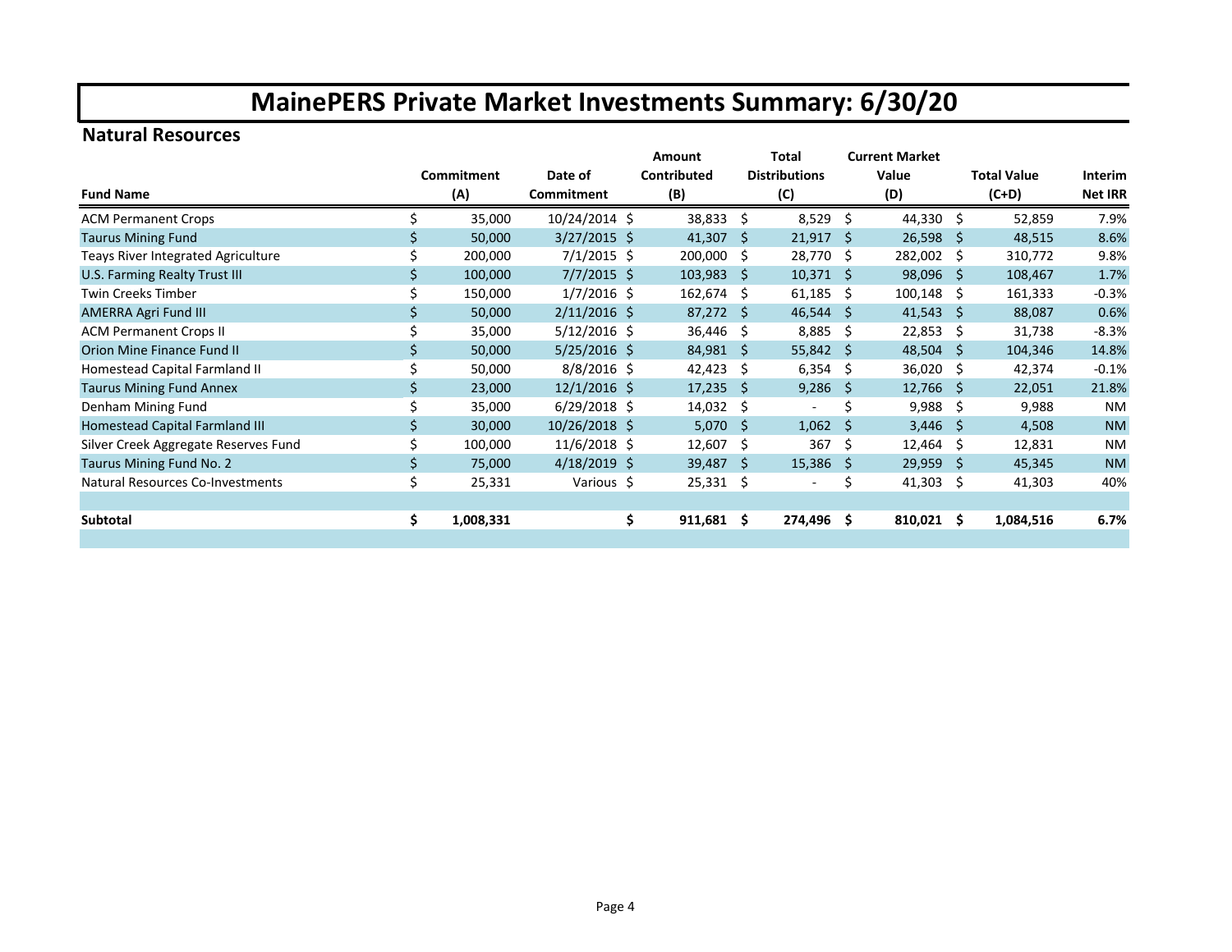# MainePERS Private Market Investments Summary: 6/30/20

## Natural Resources

| Fund Name | Commitment (A) | Date of Commitment | Amount Contributed (B) | Total Distributions (C) | Current Market Value (D) | Total Value (C+D) | Interim Net IRR |
|---|---|---|---|---|---|---|---|
| ACM Permanent Crops | $ 35,000 | 10/24/2014 | $ 38,833 | $ 8,529 | $ 44,330 | $ 52,859 | 7.9% |
| Taurus Mining Fund | $ 50,000 | 3/27/2015 | $ 41,307 | $ 21,917 | $ 26,598 | $ 48,515 | 8.6% |
| Teays River Integrated Agriculture | $ 200,000 | 7/1/2015 | $ 200,000 | $ 28,770 | $ 282,002 | $ 310,772 | 9.8% |
| U.S. Farming Realty Trust III | $ 100,000 | 7/7/2015 | $ 103,983 | $ 10,371 | $ 98,096 | $ 108,467 | 1.7% |
| Twin Creeks Timber | $ 150,000 | 1/7/2016 | $ 162,674 | $ 61,185 | $ 100,148 | $ 161,333 | -0.3% |
| AMERRA Agri Fund III | $ 50,000 | 2/11/2016 | $ 87,272 | $ 46,544 | $ 41,543 | $ 88,087 | 0.6% |
| ACM Permanent Crops II | $ 35,000 | 5/12/2016 | $ 36,446 | $ 8,885 | $ 22,853 | $ 31,738 | -8.3% |
| Orion Mine Finance Fund II | $ 50,000 | 5/25/2016 | $ 84,981 | $ 55,842 | $ 48,504 | $ 104,346 | 14.8% |
| Homestead Capital Farmland II | $ 50,000 | 8/8/2016 | $ 42,423 | $ 6,354 | $ 36,020 | $ 42,374 | -0.1% |
| Taurus Mining Fund Annex | $ 23,000 | 12/1/2016 | $ 17,235 | $ 9,286 | $ 12,766 | $ 22,051 | 21.8% |
| Denham Mining Fund | $ 35,000 | 6/29/2018 | $ 14,032 | $ - | $ 9,988 | $ 9,988 | NM |
| Homestead Capital Farmland III | $ 30,000 | 10/26/2018 | $ 5,070 | $ 1,062 | $ 3,446 | $ 4,508 | NM |
| Silver Creek Aggregate Reserves Fund | $ 100,000 | 11/6/2018 | $ 12,607 | $ 367 | $ 12,464 | $ 12,831 | NM |
| Taurus Mining Fund No. 2 | $ 75,000 | 4/18/2019 | $ 39,487 | $ 15,386 | $ 29,959 | $ 45,345 | NM |
| Natural Resources Co-Investments | $ 25,331 | Various | $ 25,331 | $ - | $ 41,303 | $ 41,303 | 40% |
| | | | | | | | |
| **Subtotal** | **$ 1,008,331** | | **$ 911,681** | **$ 274,496** | **$ 810,021** | **$ 1,084,516** | **6.7%** |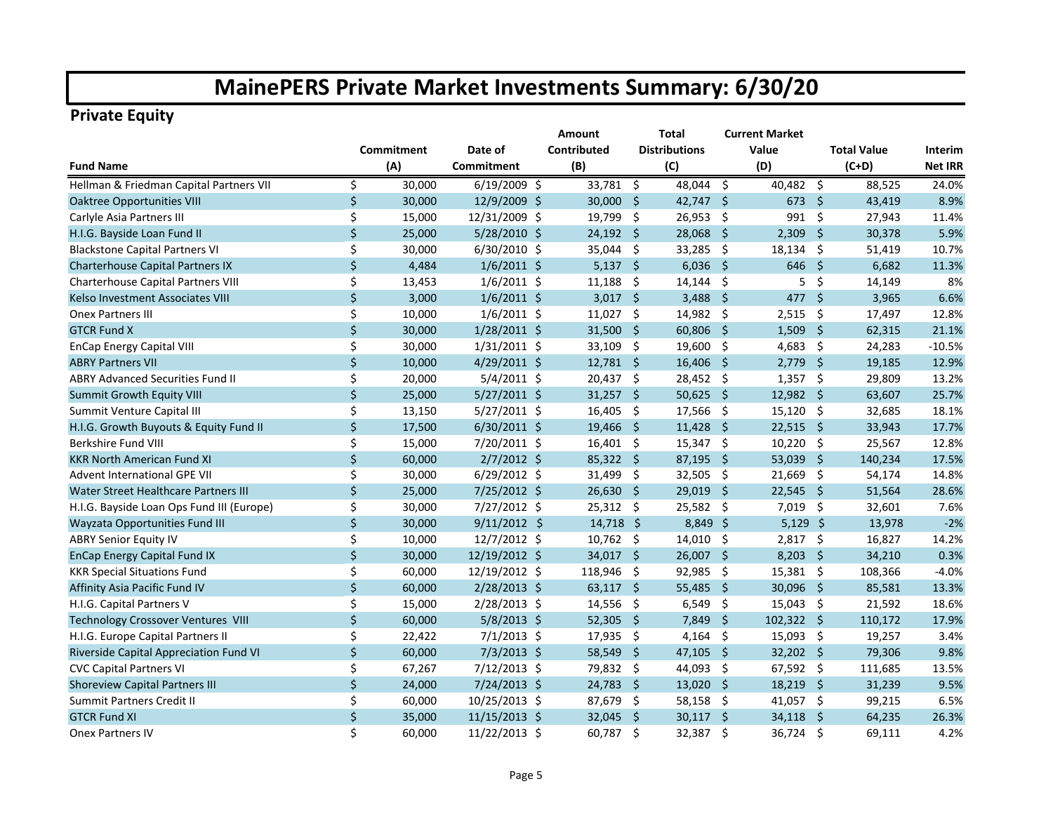# MainePERS Private Market Investments Summary: 6/30/20

## Private Equity

| Fund Name | Commitment (A) | Date of Commitment | Amount Contributed (B) | Total Distributions (C) | Current Market Value (D) | Total Value (C+D) | Interim Net IRR |
|---|---|---|---|---|---|---|---|
| Hellman & Friedman Capital Partners VII | $ 30,000 | 6/19/2009 | $ 33,781 | $ 48,044 | $ 40,482 | $ 88,525 | 24.0% |
| Oaktree Opportunities VIII | $ 30,000 | 12/9/2009 | $ 30,000 | $ 42,747 | $ 673 | $ 43,419 | 8.9% |
| Carlyle Asia Partners III | $ 15,000 | 12/31/2009 | $ 19,799 | $ 26,953 | $ 991 | $ 27,943 | 11.4% |
| H.I.G. Bayside Loan Fund II | $ 25,000 | 5/28/2010 | $ 24,192 | $ 28,068 | $ 2,309 | $ 30,378 | 5.9% |
| Blackstone Capital Partners VI | $ 30,000 | 6/30/2010 | $ 35,044 | $ 33,285 | $ 18,134 | $ 51,419 | 10.7% |
| Charterhouse Capital Partners IX | $ 4,484 | 1/6/2011 | $ 5,137 | $ 6,036 | $ 646 | $ 6,682 | 11.3% |
| Charterhouse Capital Partners VIII | $ 13,453 | 1/6/2011 | $ 11,188 | $ 14,144 | $ 5 | $ 14,149 | 8% |
| Kelso Investment Associates VIII | $ 3,000 | 1/6/2011 | $ 3,017 | $ 3,488 | $ 477 | $ 3,965 | 6.6% |
| Onex Partners III | $ 10,000 | 1/6/2011 | $ 11,027 | $ 14,982 | $ 2,515 | $ 17,497 | 12.8% |
| GTCR Fund X | $ 30,000 | 1/28/2011 | $ 31,500 | $ 60,806 | $ 1,509 | $ 62,315 | 21.1% |
| EnCap Energy Capital VIII | $ 30,000 | 1/31/2011 | $ 33,109 | $ 19,600 | $ 4,683 | $ 24,283 | -10.5% |
| ABRY Partners VII | $ 10,000 | 4/29/2011 | $ 12,781 | $ 16,406 | $ 2,779 | $ 19,185 | 12.9% |
| ABRY Advanced Securities Fund II | $ 20,000 | 5/4/2011 | $ 20,437 | $ 28,452 | $ 1,357 | $ 29,809 | 13.2% |
| Summit Growth Equity VIII | $ 25,000 | 5/27/2011 | $ 31,257 | $ 50,625 | $ 12,982 | $ 63,607 | 25.7% |
| Summit Venture Capital III | $ 13,150 | 5/27/2011 | $ 16,405 | $ 17,566 | $ 15,120 | $ 32,685 | 18.1% |
| H.I.G. Growth Buyouts & Equity Fund II | $ 17,500 | 6/30/2011 | $ 19,466 | $ 11,428 | $ 22,515 | $ 33,943 | 17.7% |
| Berkshire Fund VIII | $ 15,000 | 7/20/2011 | $ 16,401 | $ 15,347 | $ 10,220 | $ 25,567 | 12.8% |
| KKR North American Fund XI | $ 60,000 | 2/7/2012 | $ 85,322 | $ 87,195 | $ 53,039 | $ 140,234 | 17.5% |
| Advent International GPE VII | $ 30,000 | 6/29/2012 | $ 31,499 | $ 32,505 | $ 21,669 | $ 54,174 | 14.8% |
| Water Street Healthcare Partners III | $ 25,000 | 7/25/2012 | $ 26,630 | $ 29,019 | $ 22,545 | $ 51,564 | 28.6% |
| H.I.G. Bayside Loan Ops Fund III (Europe) | $ 30,000 | 7/27/2012 | $ 25,312 | $ 25,582 | $ 7,019 | $ 32,601 | 7.6% |
| Wayzata Opportunities Fund III | $ 30,000 | 9/11/2012 | $ 14,718 | $ 8,849 | $ 5,129 | $ 13,978 | -2% |
| ABRY Senior Equity IV | $ 10,000 | 12/7/2012 | $ 10,762 | $ 14,010 | $ 2,817 | $ 16,827 | 14.2% |
| EnCap Energy Capital Fund IX | $ 30,000 | 12/19/2012 | $ 34,017 | $ 26,007 | $ 8,203 | $ 34,210 | 0.3% |
| KKR Special Situations Fund | $ 60,000 | 12/19/2012 | $ 118,946 | $ 92,985 | $ 15,381 | $ 108,366 | -4.0% |
| Affinity Asia Pacific Fund IV | $ 60,000 | 2/28/2013 | $ 63,117 | $ 55,485 | $ 30,096 | $ 85,581 | 13.3% |
| H.I.G. Capital Partners V | $ 15,000 | 2/28/2013 | $ 14,556 | $ 6,549 | $ 15,043 | $ 21,592 | 18.6% |
| Technology Crossover Ventures VIII | $ 60,000 | 5/8/2013 | $ 52,305 | $ 7,849 | $ 102,322 | $ 110,172 | 17.9% |
| H.I.G. Europe Capital Partners II | $ 22,422 | 7/1/2013 | $ 17,935 | $ 4,164 | $ 15,093 | $ 19,257 | 3.4% |
| Riverside Capital Appreciation Fund VI | $ 60,000 | 7/3/2013 | $ 58,549 | $ 47,105 | $ 32,202 | $ 79,306 | 9.8% |
| CVC Capital Partners VI | $ 67,267 | 7/12/2013 | $ 79,832 | $ 44,093 | $ 67,592 | $ 111,685 | 13.5% |
| Shoreview Capital Partners III | $ 24,000 | 7/24/2013 | $ 24,783 | $ 13,020 | $ 18,219 | $ 31,239 | 9.5% |
| Summit Partners Credit II | $ 60,000 | 10/25/2013 | $ 87,679 | $ 58,158 | $ 41,057 | $ 99,215 | 6.5% |
| GTCR Fund XI | $ 35,000 | 11/15/2013 | $ 32,045 | $ 30,117 | $ 34,118 | $ 64,235 | 26.3% |
| Onex Partners IV | $ 60,000 | 11/22/2013 | $ 60,787 | $ 32,387 | $ 36,724 | $ 69,111 | 4.2% |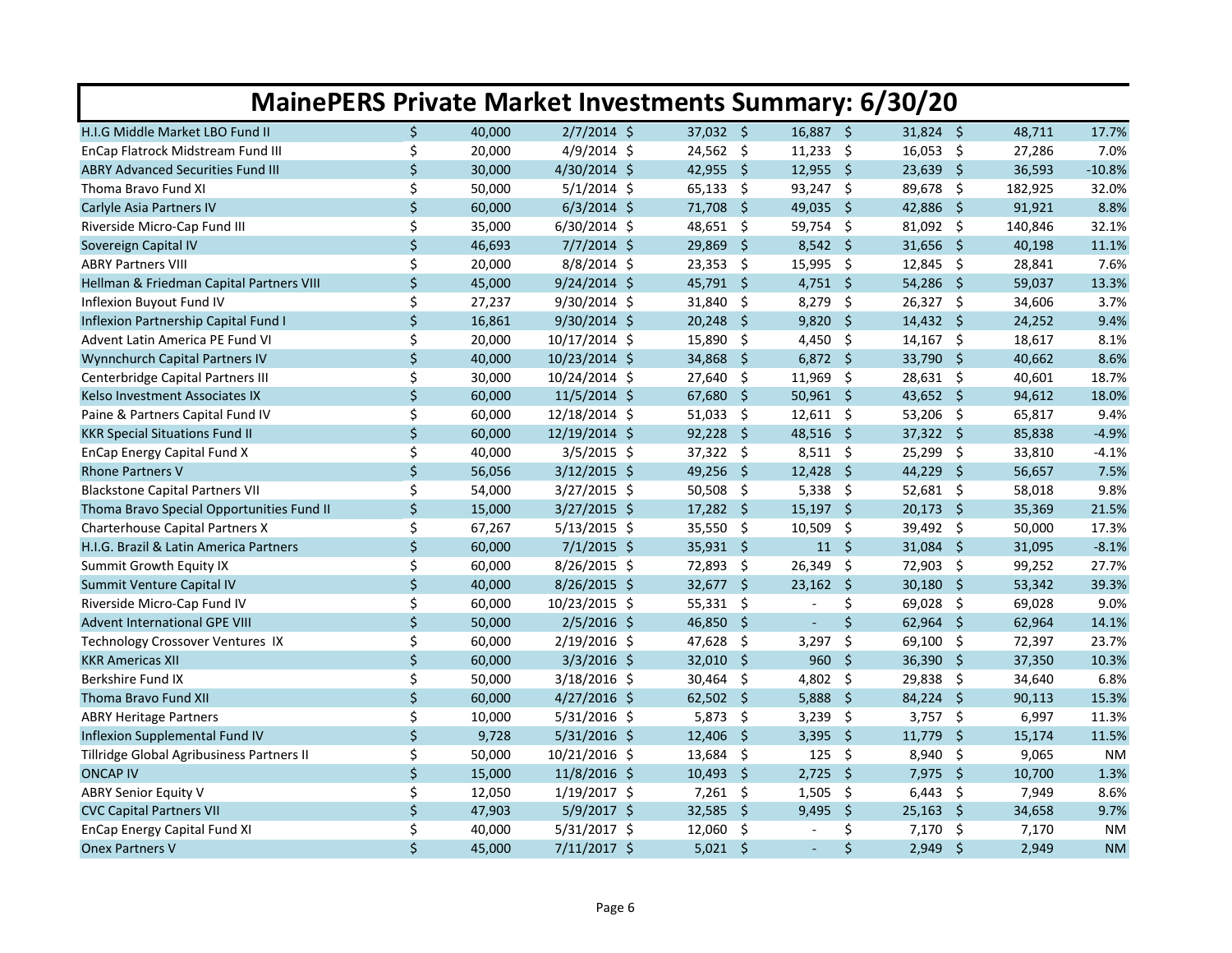# MainePERS Private Market Investments Summary: 6/30/20

| | | | | | | | |
|---|---|---|---|---|---|---|---|
| H.I.G Middle Market LBO Fund II | $ 40,000 | 2/7/2014 | $ 37,032 | $ 16,887 | $ 31,824 | $ 48,711 | 17.7% |
| EnCap Flatrock Midstream Fund III | $ 20,000 | 4/9/2014 | $ 24,562 | $ 11,233 | $ 16,053 | $ 27,286 | 7.0% |
| ABRY Advanced Securities Fund III | $ 30,000 | 4/30/2014 | $ 42,955 | $ 12,955 | $ 23,639 | $ 36,593 | -10.8% |
| Thoma Bravo Fund XI | $ 50,000 | 5/1/2014 | $ 65,133 | $ 93,247 | $ 89,678 | $ 182,925 | 32.0% |
| Carlyle Asia Partners IV | $ 60,000 | 6/3/2014 | $ 71,708 | $ 49,035 | $ 42,886 | $ 91,921 | 8.8% |
| Riverside Micro-Cap Fund III | $ 35,000 | 6/30/2014 | $ 48,651 | $ 59,754 | $ 81,092 | $ 140,846 | 32.1% |
| Sovereign Capital IV | $ 46,693 | 7/7/2014 | $ 29,869 | $ 8,542 | $ 31,656 | $ 40,198 | 11.1% |
| ABRY Partners VIII | $ 20,000 | 8/8/2014 | $ 23,353 | $ 15,995 | $ 12,845 | $ 28,841 | 7.6% |
| Hellman & Friedman Capital Partners VIII | $ 45,000 | 9/24/2014 | $ 45,791 | $ 4,751 | $ 54,286 | $ 59,037 | 13.3% |
| Inflexion Buyout Fund IV | $ 27,237 | 9/30/2014 | $ 31,840 | $ 8,279 | $ 26,327 | $ 34,606 | 3.7% |
| Inflexion Partnership Capital Fund I | $ 16,861 | 9/30/2014 | $ 20,248 | $ 9,820 | $ 14,432 | $ 24,252 | 9.4% |
| Advent Latin America PE Fund VI | $ 20,000 | 10/17/2014 | $ 15,890 | $ 4,450 | $ 14,167 | $ 18,617 | 8.1% |
| Wynnchurch Capital Partners IV | $ 40,000 | 10/23/2014 | $ 34,868 | $ 6,872 | $ 33,790 | $ 40,662 | 8.6% |
| Centerbridge Capital Partners III | $ 30,000 | 10/24/2014 | $ 27,640 | $ 11,969 | $ 28,631 | $ 40,601 | 18.7% |
| Kelso Investment Associates IX | $ 60,000 | 11/5/2014 | $ 67,680 | $ 50,961 | $ 43,652 | $ 94,612 | 18.0% |
| Paine & Partners Capital Fund IV | $ 60,000 | 12/18/2014 | $ 51,033 | $ 12,611 | $ 53,206 | $ 65,817 | 9.4% |
| KKR Special Situations Fund II | $ 60,000 | 12/19/2014 | $ 92,228 | $ 48,516 | $ 37,322 | $ 85,838 | -4.9% |
| EnCap Energy Capital Fund X | $ 40,000 | 3/5/2015 | $ 37,322 | $ 8,511 | $ 25,299 | $ 33,810 | -4.1% |
| Rhone Partners V | $ 56,056 | 3/12/2015 | $ 49,256 | $ 12,428 | $ 44,229 | $ 56,657 | 7.5% |
| Blackstone Capital Partners VII | $ 54,000 | 3/27/2015 | $ 50,508 | $ 5,338 | $ 52,681 | $ 58,018 | 9.8% |
| Thoma Bravo Special Opportunities Fund II | $ 15,000 | 3/27/2015 | $ 17,282 | $ 15,197 | $ 20,173 | $ 35,369 | 21.5% |
| Charterhouse Capital Partners X | $ 67,267 | 5/13/2015 | $ 35,550 | $ 10,509 | $ 39,492 | $ 50,000 | 17.3% |
| H.I.G. Brazil & Latin America Partners | $ 60,000 | 7/1/2015 | $ 35,931 | $ 11 | $ 31,084 | $ 31,095 | -8.1% |
| Summit Growth Equity IX | $ 60,000 | 8/26/2015 | $ 72,893 | $ 26,349 | $ 72,903 | $ 99,252 | 27.7% |
| Summit Venture Capital IV | $ 40,000 | 8/26/2015 | $ 32,677 | $ 23,162 | $ 30,180 | $ 53,342 | 39.3% |
| Riverside Micro-Cap Fund IV | $ 60,000 | 10/23/2015 | $ 55,331 | $ - | $ 69,028 | $ 69,028 | 9.0% |
| Advent International GPE VIII | $ 50,000 | 2/5/2016 | $ 46,850 | $ - | $ 62,964 | $ 62,964 | 14.1% |
| Technology Crossover Ventures IX | $ 60,000 | 2/19/2016 | $ 47,628 | $ 3,297 | $ 69,100 | $ 72,397 | 23.7% |
| KKR Americas XII | $ 60,000 | 3/3/2016 | $ 32,010 | $ 960 | $ 36,390 | $ 37,350 | 10.3% |
| Berkshire Fund IX | $ 50,000 | 3/18/2016 | $ 30,464 | $ 4,802 | $ 29,838 | $ 34,640 | 6.8% |
| Thoma Bravo Fund XII | $ 60,000 | 4/27/2016 | $ 62,502 | $ 5,888 | $ 84,224 | $ 90,113 | 15.3% |
| ABRY Heritage Partners | $ 10,000 | 5/31/2016 | $ 5,873 | $ 3,239 | $ 3,757 | $ 6,997 | 11.3% |
| Inflexion Supplemental Fund IV | $ 9,728 | 5/31/2016 | $ 12,406 | $ 3,395 | $ 11,779 | $ 15,174 | 11.5% |
| Tillridge Global Agribusiness Partners II | $ 50,000 | 10/21/2016 | $ 13,684 | $ 125 | $ 8,940 | $ 9,065 | NM |
| ONCAP IV | $ 15,000 | 11/8/2016 | $ 10,493 | $ 2,725 | $ 7,975 | $ 10,700 | 1.3% |
| ABRY Senior Equity V | $ 12,050 | 1/19/2017 | $ 7,261 | $ 1,505 | $ 6,443 | $ 7,949 | 8.6% |
| CVC Capital Partners VII | $ 47,903 | 5/9/2017 | $ 32,585 | $ 9,495 | $ 25,163 | $ 34,658 | 9.7% |
| EnCap Energy Capital Fund XI | $ 40,000 | 5/31/2017 | $ 12,060 | $ - | $ 7,170 | $ 7,170 | NM |
| Onex Partners V | $ 45,000 | 7/11/2017 | $ 5,021 | $ - | $ 2,949 | $ 2,949 | NM |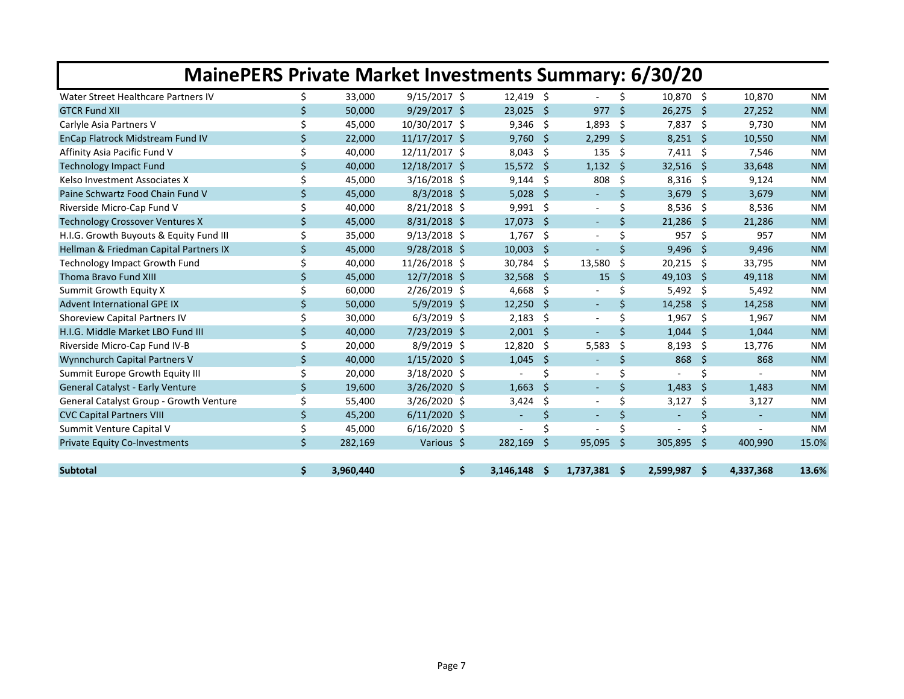# MainePERS Private Market Investments Summary: 6/30/20

| | | | | | | | |
|---|---|---|---|---|---|---|---|
| Water Street Healthcare Partners IV | $ 33,000 | 9/15/2017 | $ 12,419 | $ - | $ 10,870 | $ 10,870 | NM |
| GTCR Fund XII | $ 50,000 | 9/29/2017 | $ 23,025 | $ 977 | $ 26,275 | $ 27,252 | NM |
| Carlyle Asia Partners V | $ 45,000 | 10/30/2017 | $ 9,346 | $ 1,893 | $ 7,837 | $ 9,730 | NM |
| EnCap Flatrock Midstream Fund IV | $ 22,000 | 11/17/2017 | $ 9,760 | $ 2,299 | $ 8,251 | $ 10,550 | NM |
| Affinity Asia Pacific Fund V | $ 40,000 | 12/11/2017 | $ 8,043 | $ 135 | $ 7,411 | $ 7,546 | NM |
| Technology Impact Fund | $ 40,000 | 12/18/2017 | $ 15,572 | $ 1,132 | $ 32,516 | $ 33,648 | NM |
| Kelso Investment Associates X | $ 45,000 | 3/16/2018 | $ 9,144 | $ 808 | $ 8,316 | $ 9,124 | NM |
| Paine Schwartz Food Chain Fund V | $ 45,000 | 8/3/2018 | $ 5,028 | $ - | $ 3,679 | $ 3,679 | NM |
| Riverside Micro-Cap Fund V | $ 40,000 | 8/21/2018 | $ 9,991 | $ - | $ 8,536 | $ 8,536 | NM |
| Technology Crossover Ventures X | $ 45,000 | 8/31/2018 | $ 17,073 | $ - | $ 21,286 | $ 21,286 | NM |
| H.I.G. Growth Buyouts & Equity Fund III | $ 35,000 | 9/13/2018 | $ 1,767 | $ - | $ 957 | $ 957 | NM |
| Hellman & Friedman Capital Partners IX | $ 45,000 | 9/28/2018 | $ 10,003 | $ - | $ 9,496 | $ 9,496 | NM |
| Technology Impact Growth Fund | $ 40,000 | 11/26/2018 | $ 30,784 | $ 13,580 | $ 20,215 | $ 33,795 | NM |
| Thoma Bravo Fund XIII | $ 45,000 | 12/7/2018 | $ 32,568 | $ 15 | $ 49,103 | $ 49,118 | NM |
| Summit Growth Equity X | $ 60,000 | 2/26/2019 | $ 4,668 | $ - | $ 5,492 | $ 5,492 | NM |
| Advent International GPE IX | $ 50,000 | 5/9/2019 | $ 12,250 | $ - | $ 14,258 | $ 14,258 | NM |
| Shoreview Capital Partners IV | $ 30,000 | 6/3/2019 | $ 2,183 | $ - | $ 1,967 | $ 1,967 | NM |
| H.I.G. Middle Market LBO Fund III | $ 40,000 | 7/23/2019 | $ 2,001 | $ - | $ 1,044 | $ 1,044 | NM |
| Riverside Micro-Cap Fund IV-B | $ 20,000 | 8/9/2019 | $ 12,820 | $ 5,583 | $ 8,193 | $ 13,776 | NM |
| Wynnchurch Capital Partners V | $ 40,000 | 1/15/2020 | $ 1,045 | $ - | $ 868 | $ 868 | NM |
| Summit Europe Growth Equity III | $ 20,000 | 3/18/2020 | $ - | $ - | $ - | $ - | NM |
| General Catalyst - Early Venture | $ 19,600 | 3/26/2020 | $ 1,663 | $ - | $ 1,483 | $ 1,483 | NM |
| General Catalyst Group - Growth Venture | $ 55,400 | 3/26/2020 | $ 3,424 | $ - | $ 3,127 | $ 3,127 | NM |
| CVC Capital Partners VIII | $ 45,200 | 6/11/2020 | $ - | $ - | $ - | $ - | NM |
| Summit Venture Capital V | $ 45,000 | 6/16/2020 | $ - | $ - | $ - | $ - | NM |
| Private Equity Co-Investments | $ 282,169 | Various | $ 282,169 | $ 95,095 | $ 305,895 | $ 400,990 | 15.0% |
| | | | | | | | |
| **Subtotal** | **$ 3,960,440** | | **$ 3,146,148** | **$ 1,737,381** | **$ 2,599,987** | **$ 4,337,368** | **13.6%** |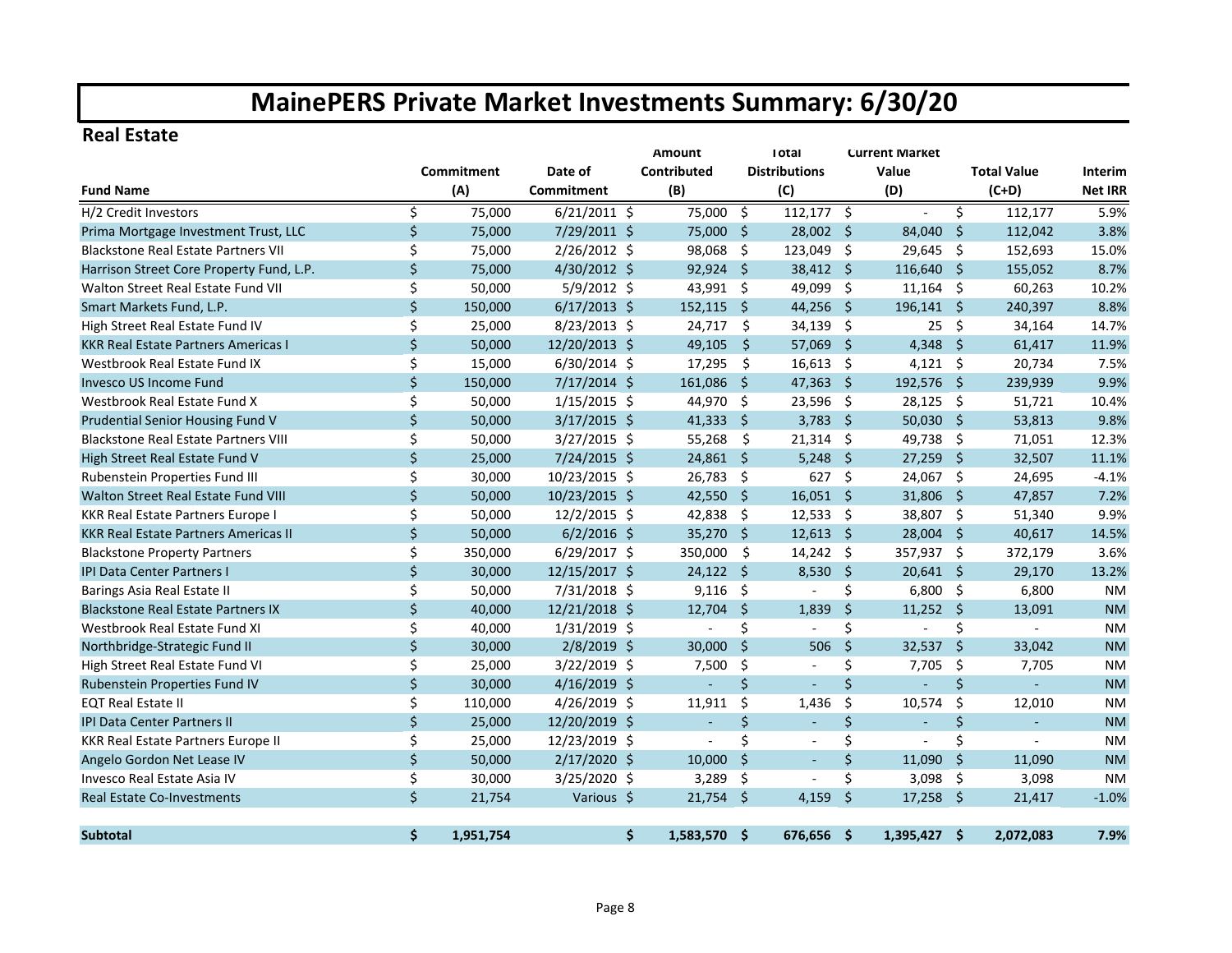# MainePERS Private Market Investments Summary: 6/30/20

## Real Estate

| Fund Name | Commitment (A) | Date of Commitment | Amount Contributed (B) | Total Distributions (C) | Current Market Value (D) | Total Value (C+D) | Interim Net IRR |
|---|---|---|---|---|---|---|---|
| H/2 Credit Investors | $ 75,000 | 6/21/2011 | $ 75,000 | $ 112,177 | $ - | $ 112,177 | 5.9% |
| Prima Mortgage Investment Trust, LLC | $ 75,000 | 7/29/2011 | $ 75,000 | $ 28,002 | $ 84,040 | $ 112,042 | 3.8% |
| Blackstone Real Estate Partners VII | $ 75,000 | 2/26/2012 | $ 98,068 | $ 123,049 | $ 29,645 | $ 152,693 | 15.0% |
| Harrison Street Core Property Fund, L.P. | $ 75,000 | 4/30/2012 | $ 92,924 | $ 38,412 | $ 116,640 | $ 155,052 | 8.7% |
| Walton Street Real Estate Fund VII | $ 50,000 | 5/9/2012 | $ 43,991 | $ 49,099 | $ 11,164 | $ 60,263 | 10.2% |
| Smart Markets Fund, L.P. | $ 150,000 | 6/17/2013 | $ 152,115 | $ 44,256 | $ 196,141 | $ 240,397 | 8.8% |
| High Street Real Estate Fund IV | $ 25,000 | 8/23/2013 | $ 24,717 | $ 34,139 | $ 25 | $ 34,164 | 14.7% |
| KKR Real Estate Partners Americas I | $ 50,000 | 12/20/2013 | $ 49,105 | $ 57,069 | $ 4,348 | $ 61,417 | 11.9% |
| Westbrook Real Estate Fund IX | $ 15,000 | 6/30/2014 | $ 17,295 | $ 16,613 | $ 4,121 | $ 20,734 | 7.5% |
| Invesco US Income Fund | $ 150,000 | 7/17/2014 | $ 161,086 | $ 47,363 | $ 192,576 | $ 239,939 | 9.9% |
| Westbrook Real Estate Fund X | $ 50,000 | 1/15/2015 | $ 44,970 | $ 23,596 | $ 28,125 | $ 51,721 | 10.4% |
| Prudential Senior Housing Fund V | $ 50,000 | 3/17/2015 | $ 41,333 | $ 3,783 | $ 50,030 | $ 53,813 | 9.8% |
| Blackstone Real Estate Partners VIII | $ 50,000 | 3/27/2015 | $ 55,268 | $ 21,314 | $ 49,738 | $ 71,051 | 12.3% |
| High Street Real Estate Fund V | $ 25,000 | 7/24/2015 | $ 24,861 | $ 5,248 | $ 27,259 | $ 32,507 | 11.1% |
| Rubenstein Properties Fund III | $ 30,000 | 10/23/2015 | $ 26,783 | $ 627 | $ 24,067 | $ 24,695 | -4.1% |
| Walton Street Real Estate Fund VIII | $ 50,000 | 10/23/2015 | $ 42,550 | $ 16,051 | $ 31,806 | $ 47,857 | 7.2% |
| KKR Real Estate Partners Europe I | $ 50,000 | 12/2/2015 | $ 42,838 | $ 12,533 | $ 38,807 | $ 51,340 | 9.9% |
| KKR Real Estate Partners Americas II | $ 50,000 | 6/2/2016 | $ 35,270 | $ 12,613 | $ 28,004 | $ 40,617 | 14.5% |
| Blackstone Property Partners | $ 350,000 | 6/29/2017 | $ 350,000 | $ 14,242 | $ 357,937 | $ 372,179 | 3.6% |
| IPI Data Center Partners I | $ 30,000 | 12/15/2017 | $ 24,122 | $ 8,530 | $ 20,641 | $ 29,170 | 13.2% |
| Barings Asia Real Estate II | $ 50,000 | 7/31/2018 | $ 9,116 | $ - | $ 6,800 | $ 6,800 | NM |
| Blackstone Real Estate Partners IX | $ 40,000 | 12/21/2018 | $ 12,704 | $ 1,839 | $ 11,252 | $ 13,091 | NM |
| Westbrook Real Estate Fund XI | $ 40,000 | 1/31/2019 | $ - | $ - | $ - | $ - | NM |
| Northbridge-Strategic Fund II | $ 30,000 | 2/8/2019 | $ 30,000 | $ 506 | $ 32,537 | $ 33,042 | NM |
| High Street Real Estate Fund VI | $ 25,000 | 3/22/2019 | $ 7,500 | $ - | $ 7,705 | $ 7,705 | NM |
| Rubenstein Properties Fund IV | $ 30,000 | 4/16/2019 | $ - | $ - | $ - | $ - | NM |
| EQT Real Estate II | $ 110,000 | 4/26/2019 | $ 11,911 | $ 1,436 | $ 10,574 | $ 12,010 | NM |
| IPI Data Center Partners II | $ 25,000 | 12/20/2019 | $ - | $ - | $ - | $ - | NM |
| KKR Real Estate Partners Europe II | $ 25,000 | 12/23/2019 | $ - | $ - | $ - | $ - | NM |
| Angelo Gordon Net Lease IV | $ 50,000 | 2/17/2020 | $ 10,000 | $ - | $ 11,090 | $ 11,090 | NM |
| Invesco Real Estate Asia IV | $ 30,000 | 3/25/2020 | $ 3,289 | $ - | $ 3,098 | $ 3,098 | NM |
| Real Estate Co-Investments | $ 21,754 | Various | $ 21,754 | $ 4,159 | $ 17,258 | $ 21,417 | -1.0% |
| **Subtotal** | **$ 1,951,754** | | **$ 1,583,570** | **$ 676,656** | **$ 1,395,427** | **$ 2,072,083** | **7.9%** |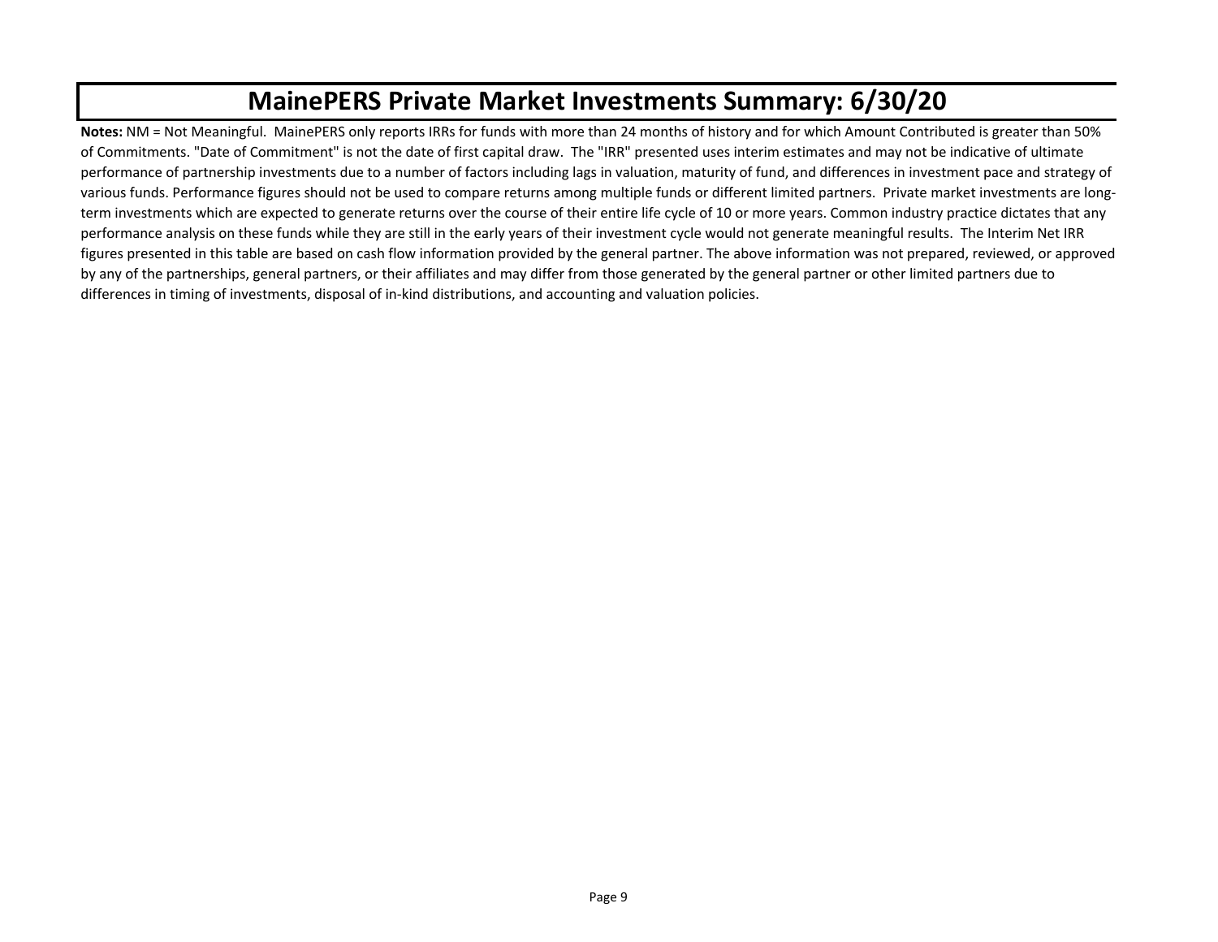# MainePERS Private Market Investments Summary: 6/30/20

**Notes:** NM = Not Meaningful. MainePERS only reports IRRs for funds with more than 24 months of history and for which Amount Contributed is greater than 50% of Commitments. "Date of Commitment" is not the date of first capital draw. The "IRR" presented uses interim estimates and may not be indicative of ultimate performance of partnership investments due to a number of factors including lags in valuation, maturity of fund, and differences in investment pace and strategy of various funds. Performance figures should not be used to compare returns among multiple funds or different limited partners. Private market investments are long-term investments which are expected to generate returns over the course of their entire life cycle of 10 or more years. Common industry practice dictates that any performance analysis on these funds while they are still in the early years of their investment cycle would not generate meaningful results. The Interim Net IRR figures presented in this table are based on cash flow information provided by the general partner. The above information was not prepared, reviewed, or approved by any of the partnerships, general partners, or their affiliates and may differ from those generated by the general partner or other limited partners due to differences in timing of investments, disposal of in-kind distributions, and accounting and valuation policies.